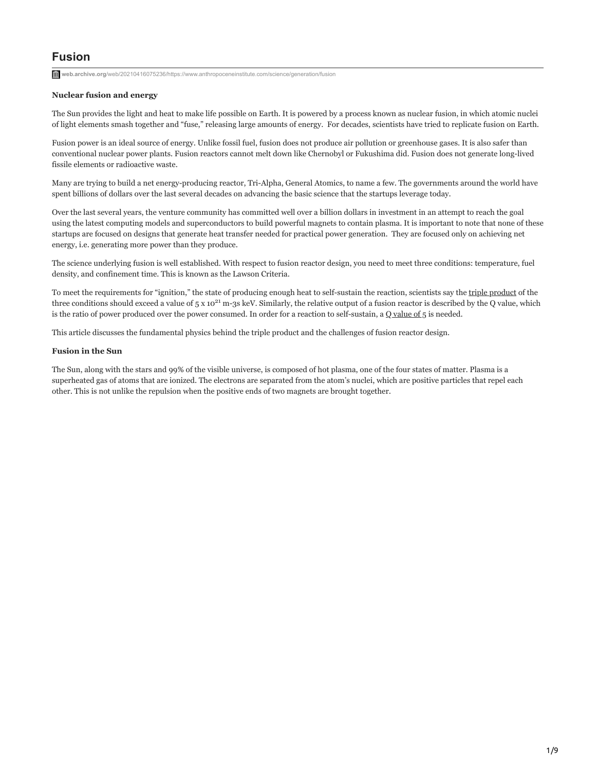# Fusion

web.archive.org/web/20210416075236/https://www.anthropoceneinstitute.com/science/generation/fusion

**Nuclear fusion and energy**

The Sun provides the light and heat to make life possible on Earth. It is powered by a process known as nuclear fusion, in which atomic nuclei of light elements smash together and “fuse,” releasing large amounts of energy. For decades, scientists have tried to replicate fusion on Earth.

Fusion power is an ideal source of energy. Unlike fossil fuel, fusion does not produce air pollution or greenhouse gases. It is also safer than conventional nuclear power plants. Fusion reactors cannot melt down like Chernobyl or Fukushima did. Fusion does not generate long-lived fissile elements or radioactive waste.

Many are trying to build a net energy-producing reactor, Tri-Alpha, General Atomics, to name a few. The governments around the world have spent billions of dollars over the last several decades on advancing the basic science that the startups leverage today.

Over the last several years, the venture community has committed well over a billion dollars in investment in an attempt to reach the goal using the latest computing models and superconductors to build powerful magnets to contain plasma. It is important to note that none of these startups are focused on designs that generate heat transfer needed for practical power generation. They are focused only on achieving net energy, i.e. generating more power than they produce.

The science underlying fusion is well established. With respect to fusion reactor design, you need to meet three conditions: temperature, fuel density, and confinement time. This is known as the Lawson Criteria.

To meet the requirements for “ignition,” the state of producing enough heat to self-sustain the reaction, scientists say the triple product of the three conditions should exceed a value of $5 \times 10^{21}$ m-3s keV. Similarly, the relative output of a fusion reactor is described by the Q value, which is the ratio of power produced over the power consumed. In order for a reaction to self-sustain, a Q value of 5 is needed.

This article discusses the fundamental physics behind the triple product and the challenges of fusion reactor design.

**Fusion in the Sun**

The Sun, along with the stars and 99% of the visible universe, is composed of hot plasma, one of the four states of matter. Plasma is a superheated gas of atoms that are ionized. The electrons are separated from the atom’s nuclei, which are positive particles that repel each other. This is not unlike the repulsion when the positive ends of two magnets are brought together.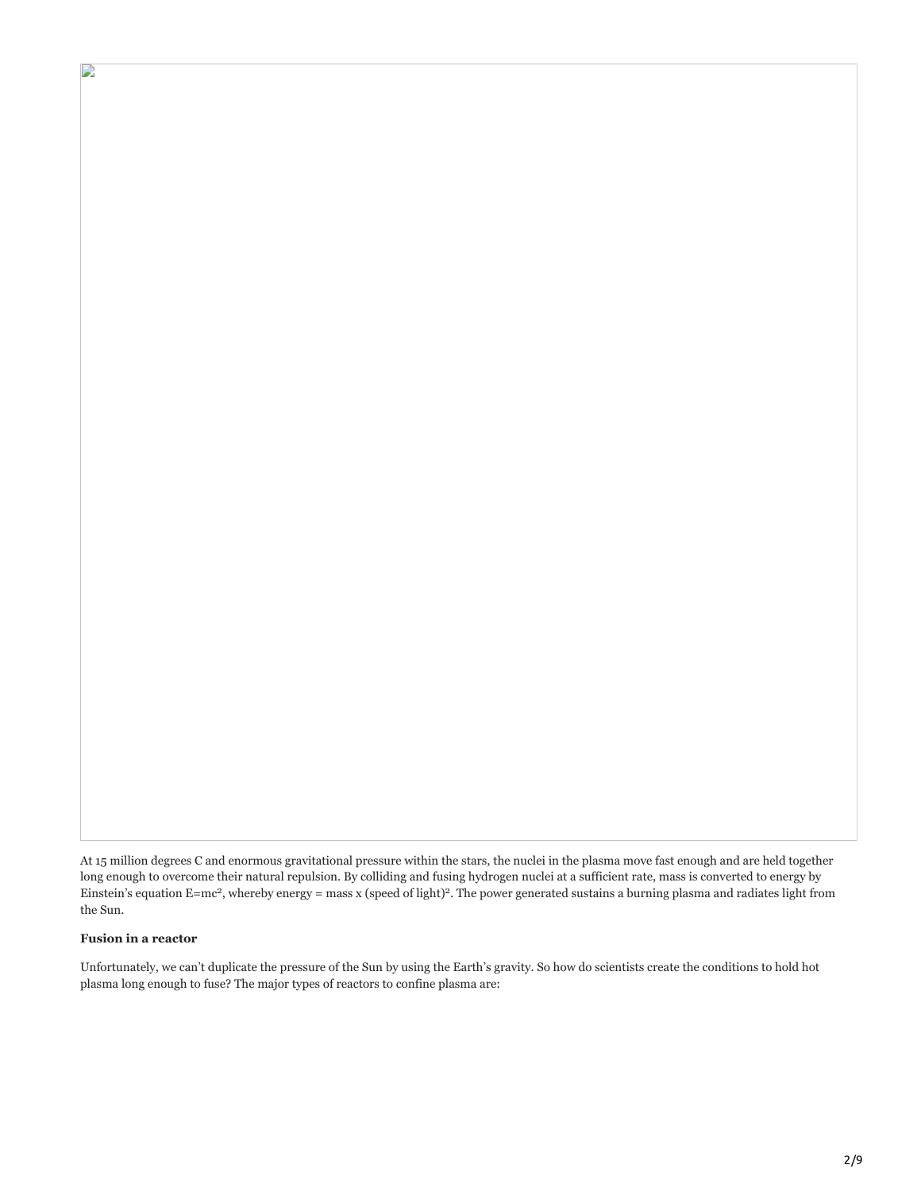At 15 million degrees C and enormous gravitational pressure within the stars, the nuclei in the plasma move fast enough and are held together long enough to overcome their natural repulsion. By colliding and fusing hydrogen nuclei at a sufficient rate, mass is converted to energy by Einstein's equation $E=mc^2$, whereby energy = mass x (speed of light)$^2$. The power generated sustains a burning plasma and radiates light from the Sun.

**Fusion in a reactor**

Unfortunately, we can't duplicate the pressure of the Sun by using the Earth's gravity. So how do scientists create the conditions to hold hot plasma long enough to fuse? The major types of reactors to confine plasma are: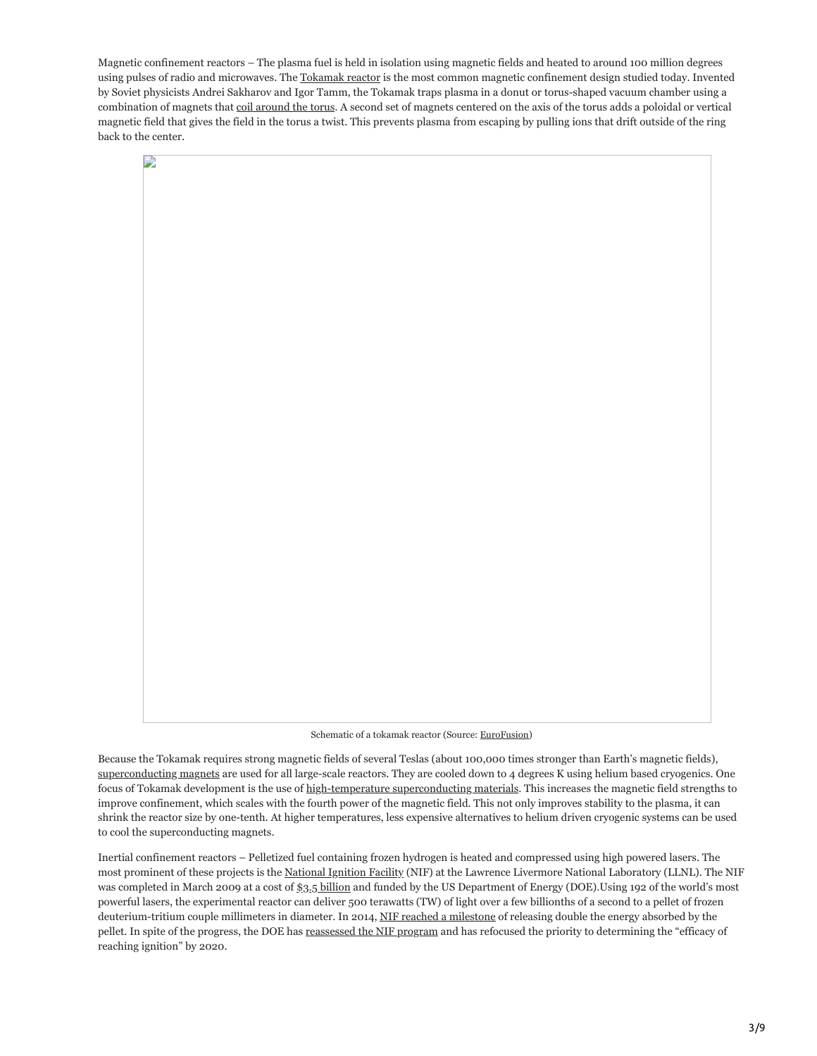Magnetic confinement reactors – The plasma fuel is held in isolation using magnetic fields and heated to around 100 million degrees using pulses of radio and microwaves. The Tokamak reactor is the most common magnetic confinement design studied today. Invented by Soviet physicists Andrei Sakharov and Igor Tamm, the Tokamak traps plasma in a donut or torus-shaped vacuum chamber using a combination of magnets that coil around the torus. A second set of magnets centered on the axis of the torus adds a poloidal or vertical magnetic field that gives the field in the torus a twist. This prevents plasma from escaping by pulling ions that drift outside of the ring back to the center.

Schematic of a tokamak reactor (Source: EuroFusion)

Because the Tokamak requires strong magnetic fields of several Teslas (about 100,000 times stronger than Earth's magnetic fields), superconducting magnets are used for all large-scale reactors. They are cooled down to 4 degrees K using helium based cryogenics. One focus of Tokamak development is the use of high-temperature superconducting materials. This increases the magnetic field strengths to improve confinement, which scales with the fourth power of the magnetic field. This not only improves stability to the plasma, it can shrink the reactor size by one-tenth. At higher temperatures, less expensive alternatives to helium driven cryogenic systems can be used to cool the superconducting magnets.

Inertial confinement reactors – Pelletized fuel containing frozen hydrogen is heated and compressed using high powered lasers. The most prominent of these projects is the National Ignition Facility (NIF) at the Lawrence Livermore National Laboratory (LLNL). The NIF was completed in March 2009 at a cost of $3.5 billion and funded by the US Department of Energy (DOE).Using 192 of the world's most powerful lasers, the experimental reactor can deliver 500 terawatts (TW) of light over a few billionths of a second to a pellet of frozen deuterium-tritium couple millimeters in diameter. In 2014, NIF reached a milestone of releasing double the energy absorbed by the pellet. In spite of the progress, the DOE has reassessed the NIF program and has refocused the priority to determining the "efficacy of reaching ignition" by 2020.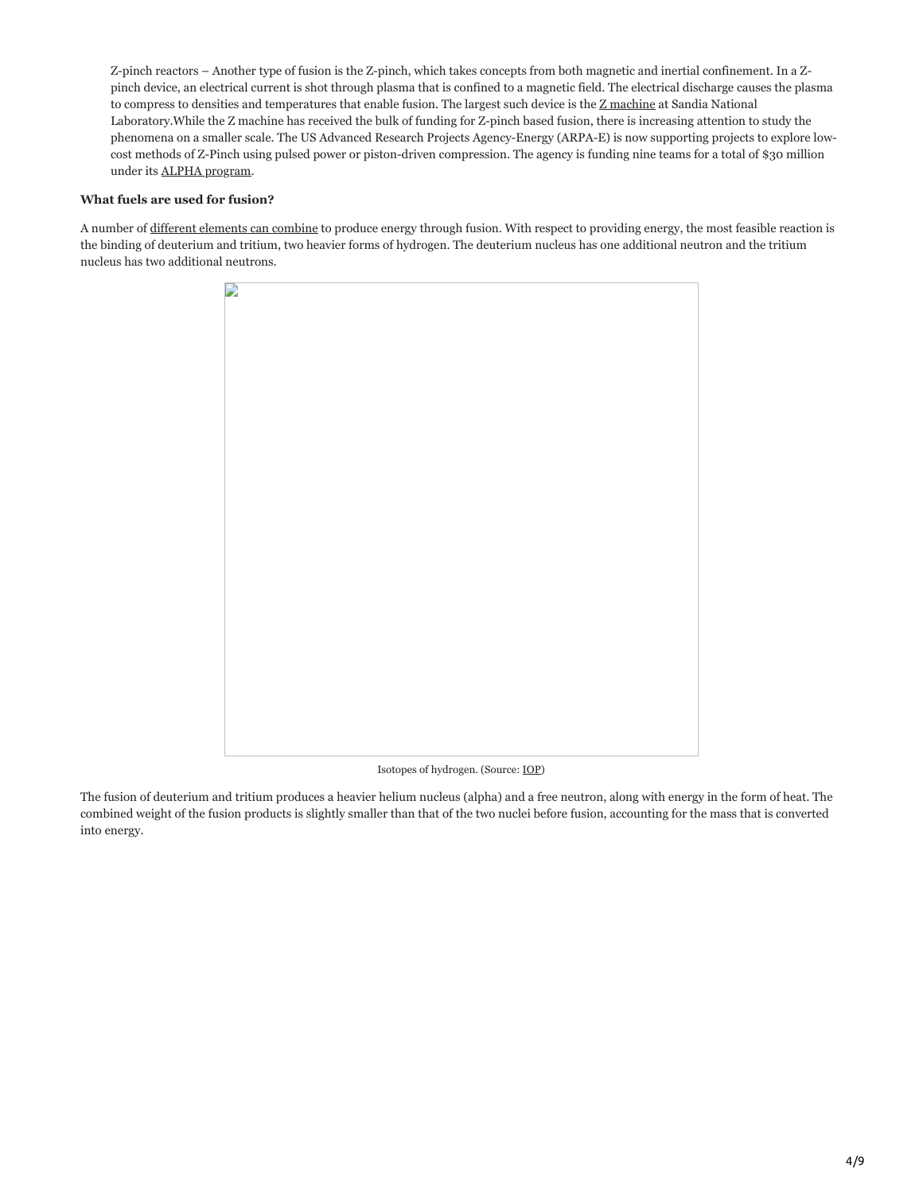Z-pinch reactors – Another type of fusion is the Z-pinch, which takes concepts from both magnetic and inertial confinement. In a Z-pinch device, an electrical current is shot through plasma that is confined to a magnetic field. The electrical discharge causes the plasma to compress to densities and temperatures that enable fusion. The largest such device is the Z machine at Sandia National Laboratory.While the Z machine has received the bulk of funding for Z-pinch based fusion, there is increasing attention to study the phenomena on a smaller scale. The US Advanced Research Projects Agency-Energy (ARPA-E) is now supporting projects to explore low-cost methods of Z-Pinch using pulsed power or piston-driven compression. The agency is funding nine teams for a total of $30 million under its ALPHA program.

**What fuels are used for fusion?**

A number of different elements can combine to produce energy through fusion. With respect to providing energy, the most feasible reaction is the binding of deuterium and tritium, two heavier forms of hydrogen. The deuterium nucleus has one additional neutron and the tritium nucleus has two additional neutrons.

Isotopes of hydrogen. (Source: IOP)

The fusion of deuterium and tritium produces a heavier helium nucleus (alpha) and a free neutron, along with energy in the form of heat. The combined weight of the fusion products is slightly smaller than that of the two nuclei before fusion, accounting for the mass that is converted into energy.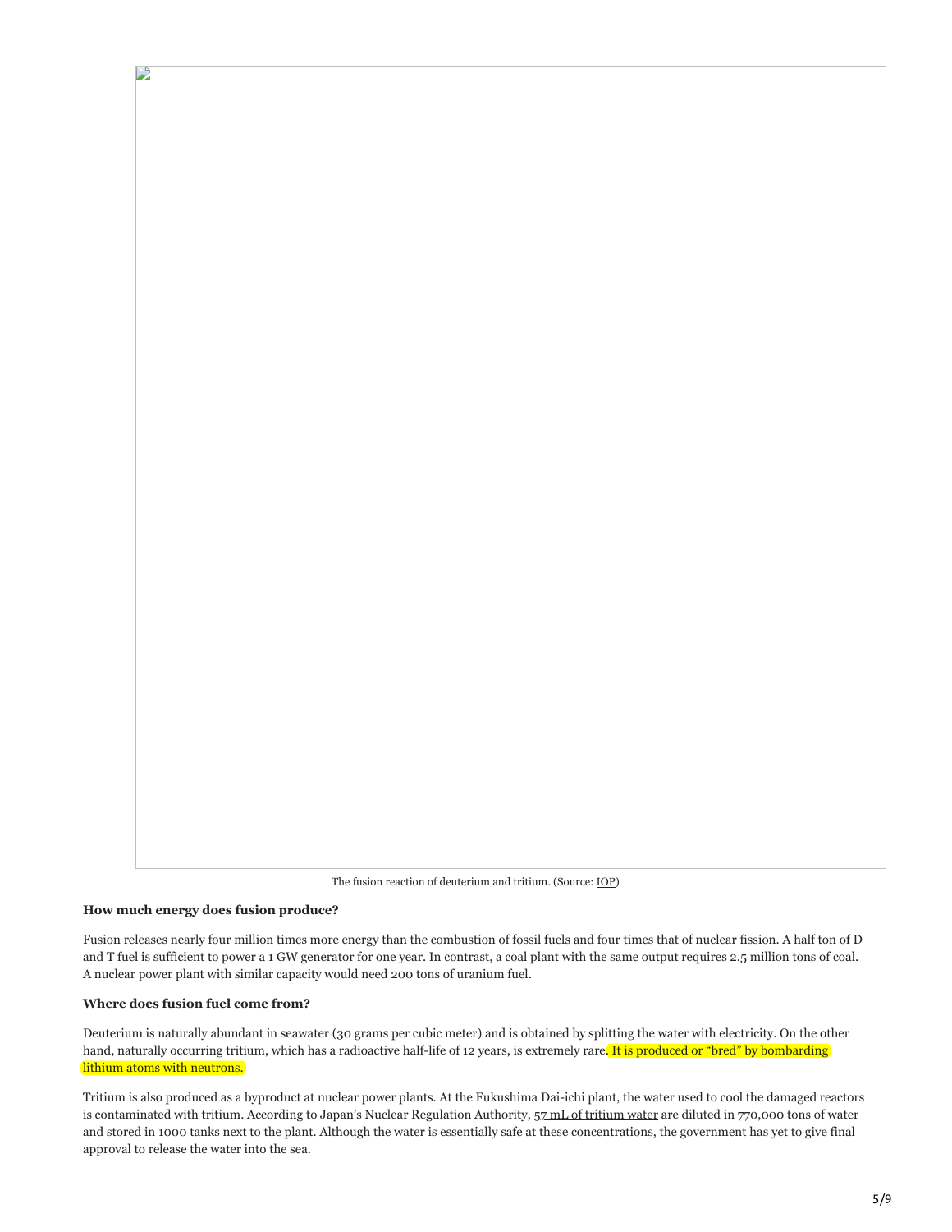The fusion reaction of deuterium and tritium. (Source: IOP)

**How much energy does fusion produce?**

Fusion releases nearly four million times more energy than the combustion of fossil fuels and four times that of nuclear fission. A half ton of D and T fuel is sufficient to power a 1 GW generator for one year. In contrast, a coal plant with the same output requires 2.5 million tons of coal. A nuclear power plant with similar capacity would need 200 tons of uranium fuel.

**Where does fusion fuel come from?**

Deuterium is naturally abundant in seawater (30 grams per cubic meter) and is obtained by splitting the water with electricity. On the other hand, naturally occurring tritium, which has a radioactive half-life of 12 years, is extremely rare. It is produced or "bred" by bombarding lithium atoms with neutrons.

Tritium is also produced as a byproduct at nuclear power plants. At the Fukushima Dai-ichi plant, the water used to cool the damaged reactors is contaminated with tritium. According to Japan's Nuclear Regulation Authority, 57 mL of tritium water are diluted in 770,000 tons of water and stored in 1000 tanks next to the plant. Although the water is essentially safe at these concentrations, the government has yet to give final approval to release the water into the sea.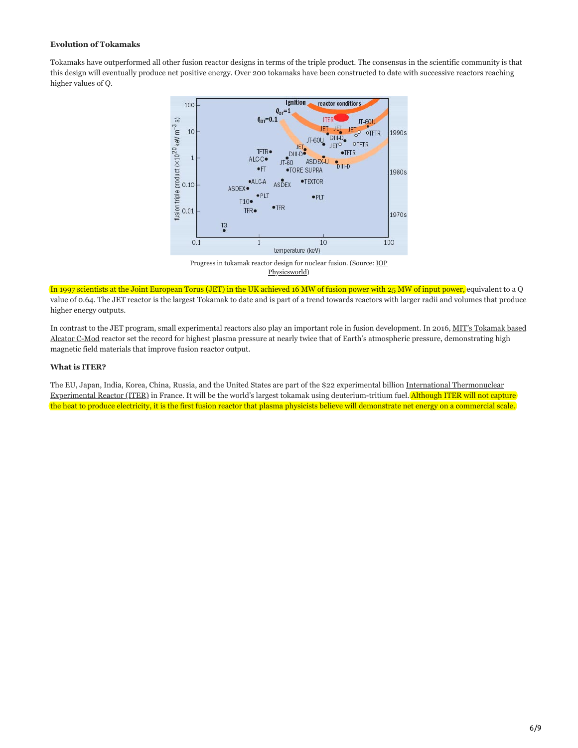**Evolution of Tokamaks**

Tokamaks have outperformed all other fusion reactor designs in terms of the triple product. The consensus in the scientific community is that this design will eventually produce net positive energy. Over 200 tokamaks have been constructed to date with successive reactors reaching higher values of Q.

Progress in tokamak reactor design for nuclear fusion. (Source: IOP Physicsworld)

In 1997 scientists at the Joint European Torus (JET) in the UK achieved 16 MW of fusion power with 25 MW of input power, equivalent to a Q value of 0.64. The JET reactor is the largest Tokamak to date and is part of a trend towards reactors with larger radii and volumes that produce higher energy outputs.

In contrast to the JET program, small experimental reactors also play an important role in fusion development. In 2016, MIT's Tokamak based Alcator C-Mod reactor set the record for highest plasma pressure at nearly twice that of Earth's atmospheric pressure, demonstrating high magnetic field materials that improve fusion reactor output.

**What is ITER?**

The EU, Japan, India, Korea, China, Russia, and the United States are part of the $22 experimental billion International Thermonuclear Experimental Reactor (ITER) in France. It will be the world's largest tokamak using deuterium-tritium fuel. Although ITER will not capture the heat to produce electricity, it is the first fusion reactor that plasma physicists believe will demonstrate net energy on a commercial scale.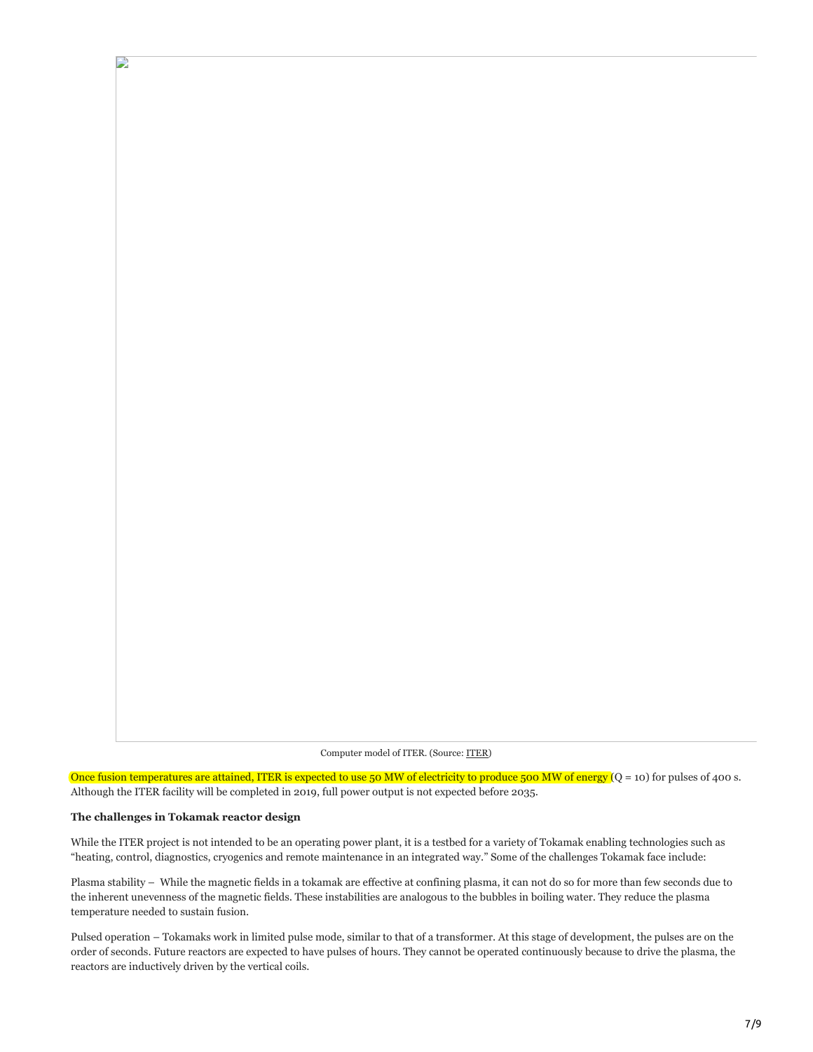Computer model of ITER. (Source: ITER)

Once fusion temperatures are attained, ITER is expected to use 50 MW of electricity to produce 500 MW of energy (Q = 10) for pulses of 400 s. Although the ITER facility will be completed in 2019, full power output is not expected before 2035.

**The challenges in Tokamak reactor design**

While the ITER project is not intended to be an operating power plant, it is a testbed for a variety of Tokamak enabling technologies such as "heating, control, diagnostics, cryogenics and remote maintenance in an integrated way." Some of the challenges Tokamak face include:

Plasma stability – While the magnetic fields in a tokamak are effective at confining plasma, it can not do so for more than few seconds due to the inherent unevenness of the magnetic fields. These instabilities are analogous to the bubbles in boiling water. They reduce the plasma temperature needed to sustain fusion.

Pulsed operation – Tokamaks work in limited pulse mode, similar to that of a transformer. At this stage of development, the pulses are on the order of seconds. Future reactors are expected to have pulses of hours. They cannot be operated continuously because to drive the plasma, the reactors are inductively driven by the vertical coils.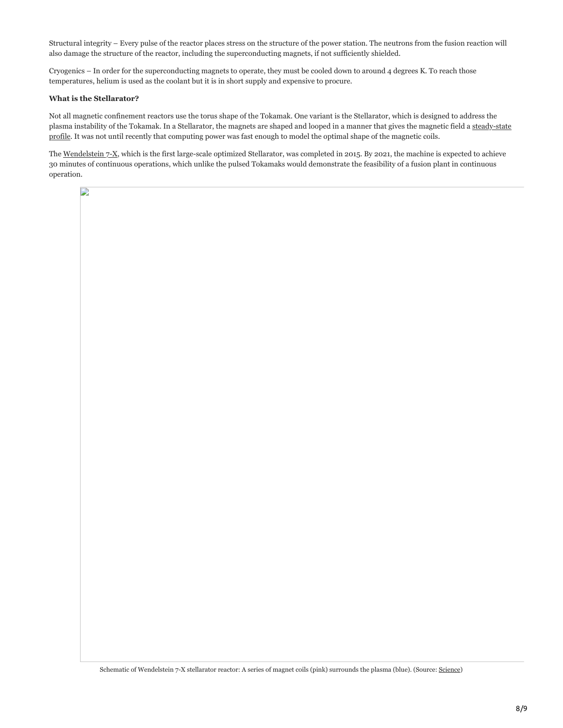Structural integrity – Every pulse of the reactor places stress on the structure of the power station. The neutrons from the fusion reaction will also damage the structure of the reactor, including the superconducting magnets, if not sufficiently shielded.

Cryogenics – In order for the superconducting magnets to operate, they must be cooled down to around 4 degrees K. To reach those temperatures, helium is used as the coolant but it is in short supply and expensive to procure.

**What is the Stellarator?**

Not all magnetic confinement reactors use the torus shape of the Tokamak. One variant is the Stellarator, which is designed to address the plasma instability of the Tokamak. In a Stellarator, the magnets are shaped and looped in a manner that gives the magnetic field a steady-state profile. It was not until recently that computing power was fast enough to model the optimal shape of the magnetic coils.

The Wendelstein 7-X, which is the first large-scale optimized Stellarator, was completed in 2015. By 2021, the machine is expected to achieve 30 minutes of continuous operations, which unlike the pulsed Tokamaks would demonstrate the feasibility of a fusion plant in continuous operation.

Schematic of Wendelstein 7-X stellarator reactor: A series of magnet coils (pink) surrounds the plasma (blue). (Source: Science)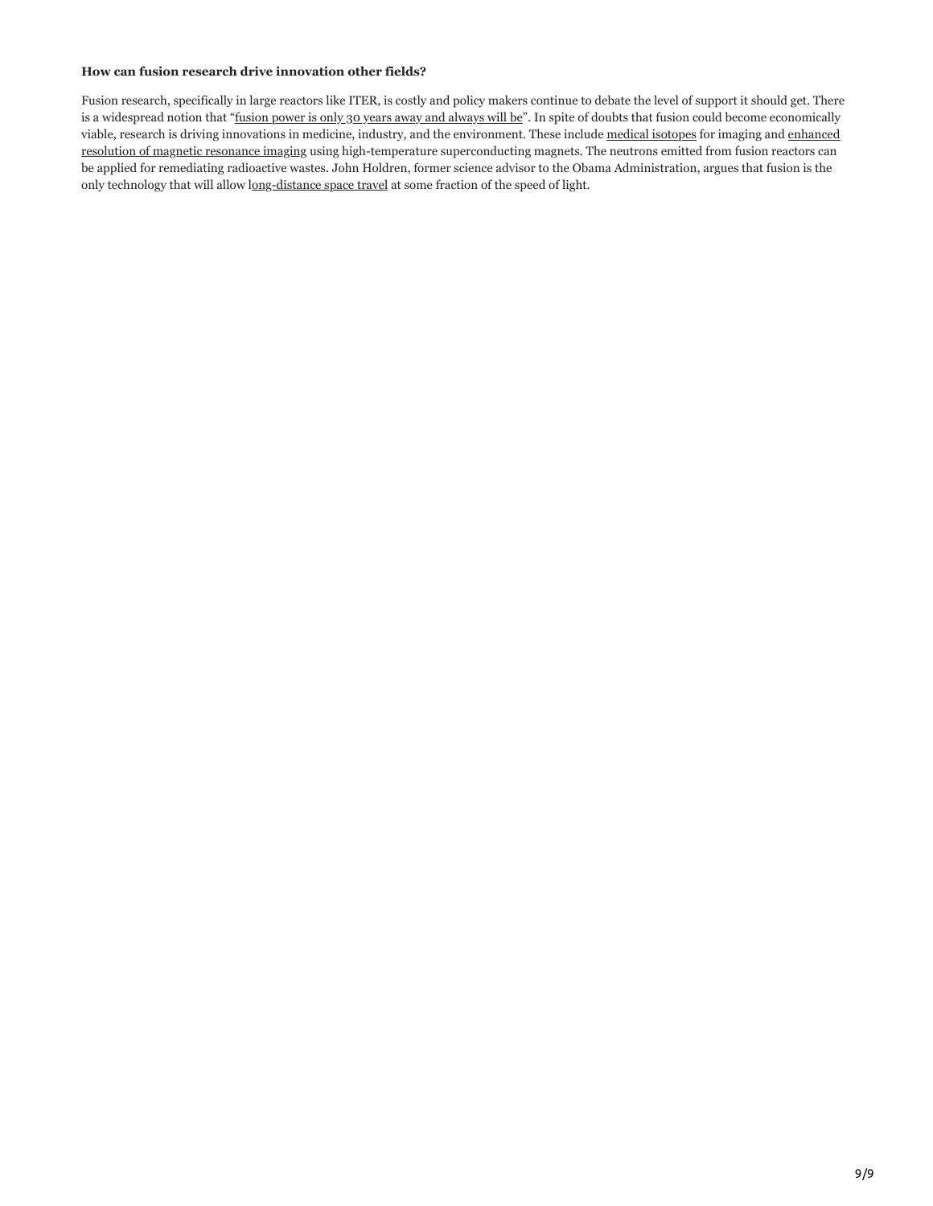**How can fusion research drive innovation other fields?**

Fusion research, specifically in large reactors like ITER, is costly and policy makers continue to debate the level of support it should get. There is a widespread notion that "fusion power is only 30 years away and always will be". In spite of doubts that fusion could become economically viable, research is driving innovations in medicine, industry, and the environment. These include medical isotopes for imaging and enhanced resolution of magnetic resonance imaging using high-temperature superconducting magnets. The neutrons emitted from fusion reactors can be applied for remediating radioactive wastes. John Holdren, former science advisor to the Obama Administration, argues that fusion is the only technology that will allow long-distance space travel at some fraction of the speed of light.